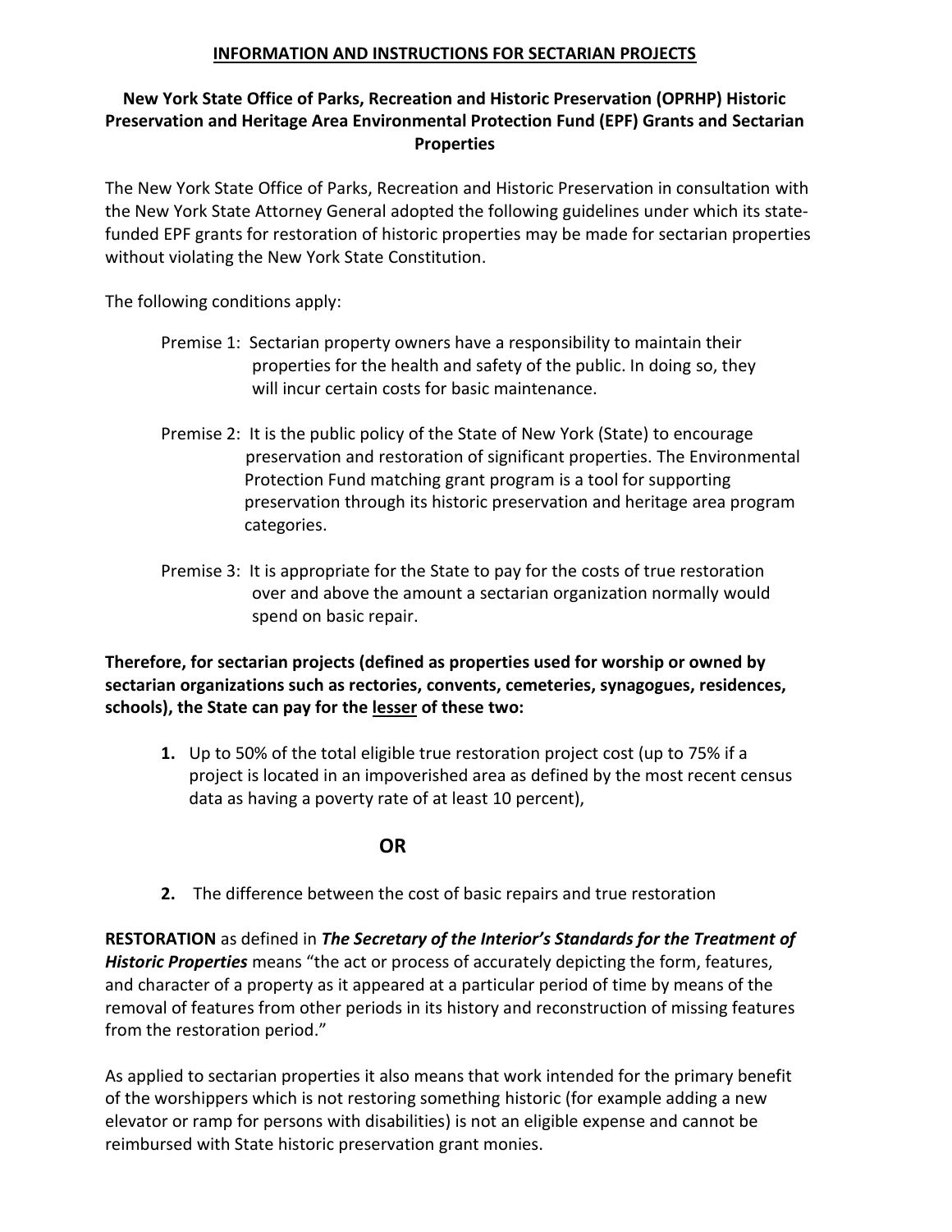# INFORMATION AND INSTRUCTIONS FOR SECTARIAN PROJECTS

## New York State Office of Parks, Recreation and Historic Preservation (OPRHP) Historic Preservation and Heritage Area Environmental Protection Fund (EPF) Grants and Sectarian Properties

The New York State Office of Parks, Recreation and Historic Preservation in consultation with the New York State Attorney General adopted the following guidelines under which its state-funded EPF grants for restoration of historic properties may be made for sectarian properties without violating the New York State Constitution.

The following conditions apply:

Premise 1: Sectarian property owners have a responsibility to maintain their properties for the health and safety of the public. In doing so, they will incur certain costs for basic maintenance.

Premise 2: It is the public policy of the State of New York (State) to encourage preservation and restoration of significant properties. The Environmental Protection Fund matching grant program is a tool for supporting preservation through its historic preservation and heritage area program categories.

Premise 3: It is appropriate for the State to pay for the costs of true restoration over and above the amount a sectarian organization normally would spend on basic repair.

**Therefore, for sectarian projects (defined as properties used for worship or owned by sectarian organizations such as rectories, convents, cemeteries, synagogues, residences, schools), the State can pay for the lesser of these two:**

1. Up to 50% of the total eligible true restoration project cost (up to 75% if a project is located in an impoverished area as defined by the most recent census data as having a poverty rate of at least 10 percent),

**OR**

2. The difference between the cost of basic repairs and true restoration

**RESTORATION** as defined in ***The Secretary of the Interior's Standards for the Treatment of Historic Properties*** means "the act or process of accurately depicting the form, features, and character of a property as it appeared at a particular period of time by means of the removal of features from other periods in its history and reconstruction of missing features from the restoration period."

As applied to sectarian properties it also means that work intended for the primary benefit of the worshippers which is not restoring something historic (for example adding a new elevator or ramp for persons with disabilities) is not an eligible expense and cannot be reimbursed with State historic preservation grant monies.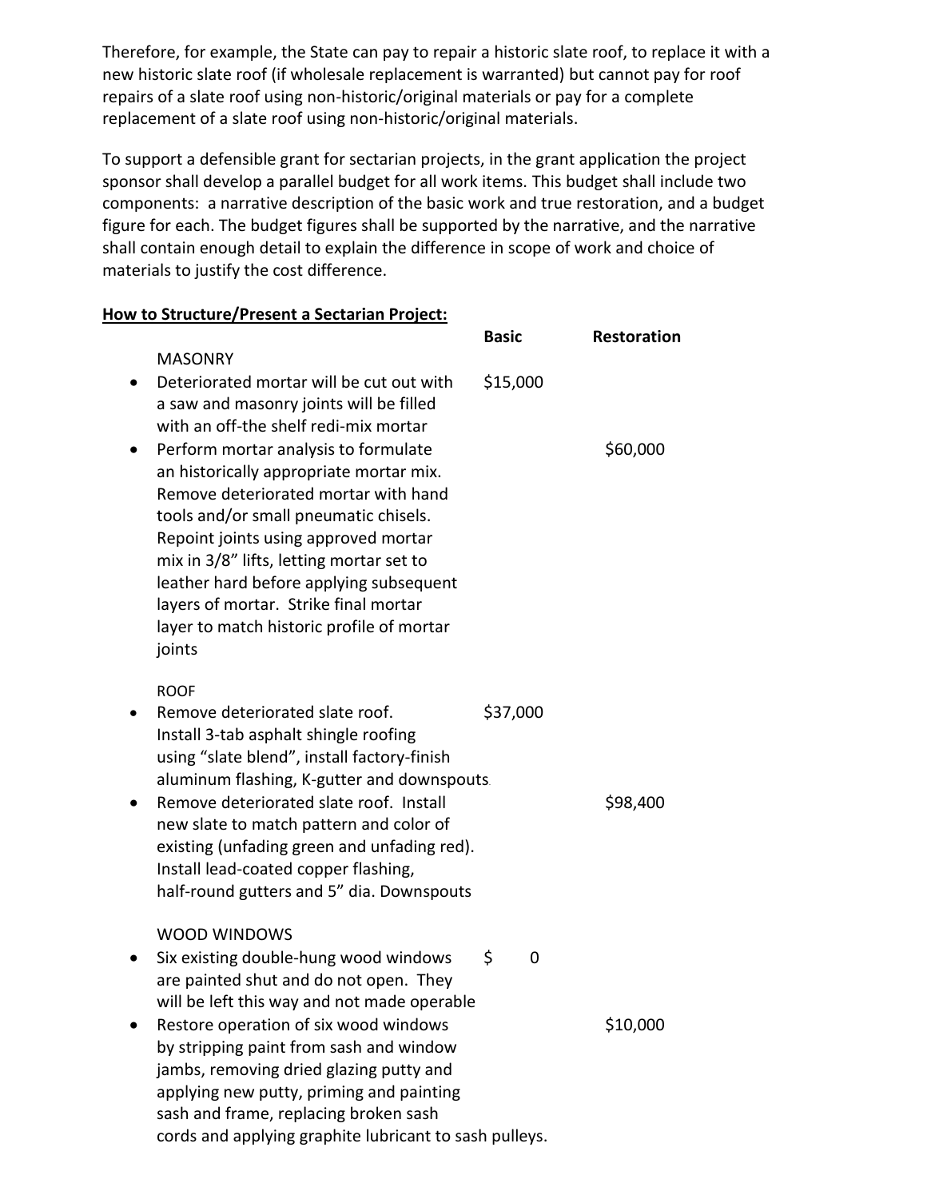Therefore, for example, the State can pay to repair a historic slate roof, to replace it with a new historic slate roof (if wholesale replacement is warranted) but cannot pay for roof repairs of a slate roof using non-historic/original materials or pay for a complete replacement of a slate roof using non-historic/original materials.

To support a defensible grant for sectarian projects, in the grant application the project sponsor shall develop a parallel budget for all work items. This budget shall include two components: a narrative description of the basic work and true restoration, and a budget figure for each. The budget figures shall be supported by the narrative, and the narrative shall contain enough detail to explain the difference in scope of work and choice of materials to justify the cost difference.

**How to Structure/Present a Sectarian Project:**

| | Basic | Restoration |
|---|---|---|
| MASONRY | | |
| • Deteriorated mortar will be cut out with a saw and masonry joints will be filled with an off-the shelf redi-mix mortar | $15,000 | |
| • Perform mortar analysis to formulate an historically appropriate mortar mix. Remove deteriorated mortar with hand tools and/or small pneumatic chisels. Repoint joints using approved mortar mix in 3/8" lifts, letting mortar set to leather hard before applying subsequent layers of mortar. Strike final mortar layer to match historic profile of mortar joints | | $60,000 |
| ROOF | | |
| • Remove deteriorated slate roof. Install 3-tab asphalt shingle roofing using "slate blend", install factory-finish aluminum flashing, K-gutter and downspouts. | $37,000 | |
| • Remove deteriorated slate roof. Install new slate to match pattern and color of existing (unfading green and unfading red). Install lead-coated copper flashing, half-round gutters and 5" dia. Downspouts | | $98,400 |
| WOOD WINDOWS | | |
| • Six existing double-hung wood windows are painted shut and do not open. They will be left this way and not made operable | $ 0 | |
| • Restore operation of six wood windows by stripping paint from sash and window jambs, removing dried glazing putty and applying new putty, priming and painting sash and frame, replacing broken sash cords and applying graphite lubricant to sash pulleys. | | $10,000 |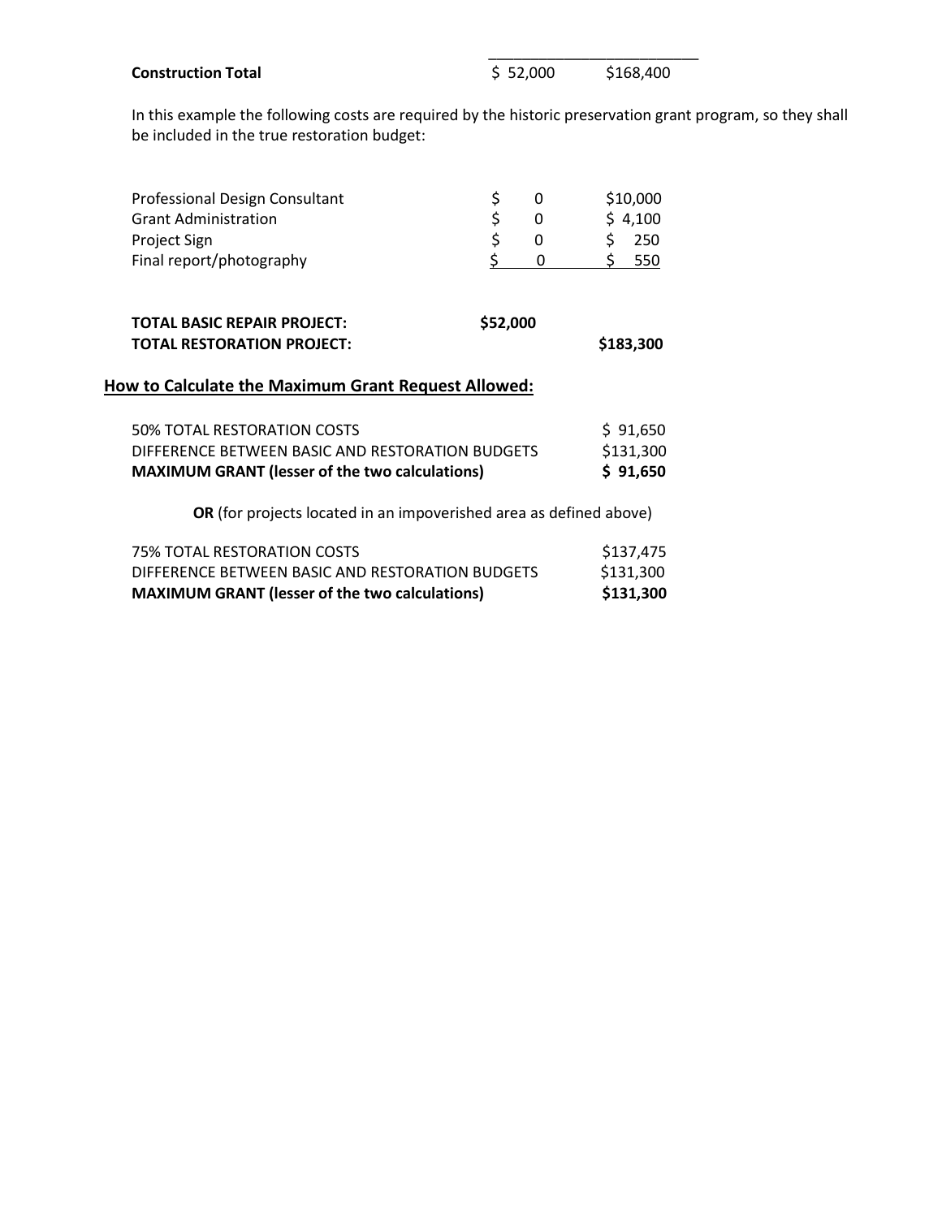| | | |
|---|---|---|
| **Construction Total** | $ 52,000 | $168,400 |

In this example the following costs are required by the historic preservation grant program, so they shall be included in the true restoration budget:

| | | |
|---|---|---|
| Professional Design Consultant | $ 0 | $10,000 |
| Grant Administration | $ 0 | $ 4,100 |
| Project Sign | $ 0 | $ 250 |
| Final report/photography | $ 0 | $ 550 |

| | | |
|---|---|---|
| **TOTAL BASIC REPAIR PROJECT:** | **$52,000** | |
| **TOTAL RESTORATION PROJECT:** | | **$183,300** |

## How to Calculate the Maximum Grant Request Allowed:

| | |
|---|---|
| 50% TOTAL RESTORATION COSTS | $ 91,650 |
| DIFFERENCE BETWEEN BASIC AND RESTORATION BUDGETS | $131,300 |
| **MAXIMUM GRANT (lesser of the two calculations)** | **$ 91,650** |

**OR** (for projects located in an impoverished area as defined above)

| | |
|---|---|
| 75% TOTAL RESTORATION COSTS | $137,475 |
| DIFFERENCE BETWEEN BASIC AND RESTORATION BUDGETS | $131,300 |
| **MAXIMUM GRANT (lesser of the two calculations)** | **$131,300** |